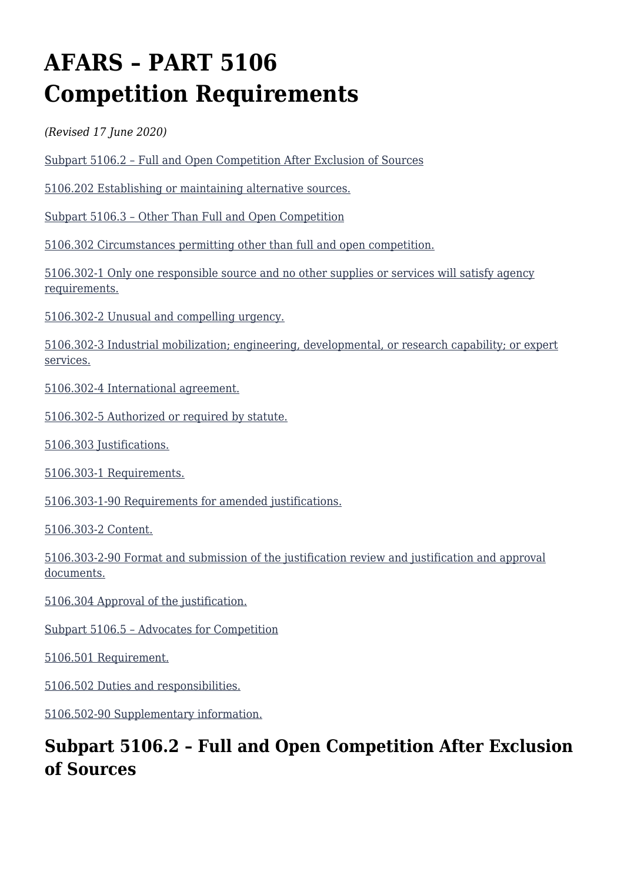# AFARS – PART 5106
# Competition Requirements

*(Revised 17 June 2020)*

Subpart 5106.2 – Full and Open Competition After Exclusion of Sources

5106.202 Establishing or maintaining alternative sources.

Subpart 5106.3 – Other Than Full and Open Competition

5106.302 Circumstances permitting other than full and open competition.

5106.302-1 Only one responsible source and no other supplies or services will satisfy agency requirements.

5106.302-2 Unusual and compelling urgency.

5106.302-3 Industrial mobilization; engineering, developmental, or research capability; or expert services.

5106.302-4 International agreement.

5106.302-5 Authorized or required by statute.

5106.303 Justifications.

5106.303-1 Requirements.

5106.303-1-90 Requirements for amended justifications.

5106.303-2 Content.

5106.303-2-90 Format and submission of the justification review and justification and approval documents.

5106.304 Approval of the justification.

Subpart 5106.5 – Advocates for Competition

5106.501 Requirement.

5106.502 Duties and responsibilities.

5106.502-90 Supplementary information.

## Subpart 5106.2 – Full and Open Competition After Exclusion of Sources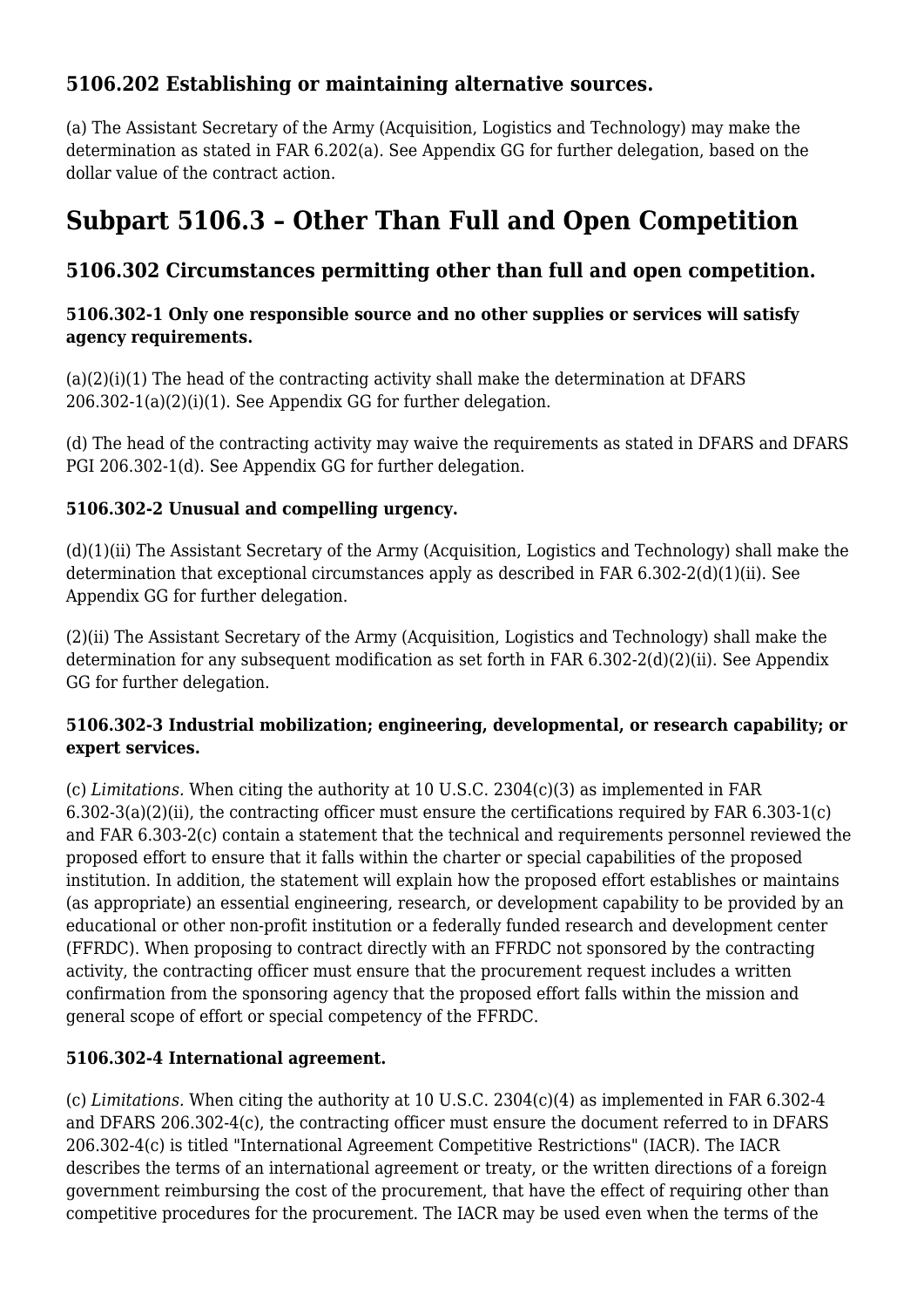### 5106.202 Establishing or maintaining alternative sources.

(a) The Assistant Secretary of the Army (Acquisition, Logistics and Technology) may make the determination as stated in FAR 6.202(a). See Appendix GG for further delegation, based on the dollar value of the contract action.

## Subpart 5106.3 – Other Than Full and Open Competition

### 5106.302 Circumstances permitting other than full and open competition.

#### 5106.302-1 Only one responsible source and no other supplies or services will satisfy agency requirements.

(a)(2)(i)(1) The head of the contracting activity shall make the determination at DFARS 206.302-1(a)(2)(i)(1). See Appendix GG for further delegation.

(d) The head of the contracting activity may waive the requirements as stated in DFARS and DFARS PGI 206.302-1(d). See Appendix GG for further delegation.

#### 5106.302-2 Unusual and compelling urgency.

(d)(1)(ii) The Assistant Secretary of the Army (Acquisition, Logistics and Technology) shall make the determination that exceptional circumstances apply as described in FAR 6.302-2(d)(1)(ii). See Appendix GG for further delegation.

(2)(ii) The Assistant Secretary of the Army (Acquisition, Logistics and Technology) shall make the determination for any subsequent modification as set forth in FAR 6.302-2(d)(2)(ii). See Appendix GG for further delegation.

#### 5106.302-3 Industrial mobilization; engineering, developmental, or research capability; or expert services.

(c) *Limitations.* When citing the authority at 10 U.S.C. 2304(c)(3) as implemented in FAR 6.302-3(a)(2)(ii), the contracting officer must ensure the certifications required by FAR 6.303-1(c) and FAR 6.303-2(c) contain a statement that the technical and requirements personnel reviewed the proposed effort to ensure that it falls within the charter or special capabilities of the proposed institution. In addition, the statement will explain how the proposed effort establishes or maintains (as appropriate) an essential engineering, research, or development capability to be provided by an educational or other non-profit institution or a federally funded research and development center (FFRDC). When proposing to contract directly with an FFRDC not sponsored by the contracting activity, the contracting officer must ensure that the procurement request includes a written confirmation from the sponsoring agency that the proposed effort falls within the mission and general scope of effort or special competency of the FFRDC.

#### 5106.302-4 International agreement.

(c) *Limitations.* When citing the authority at 10 U.S.C. 2304(c)(4) as implemented in FAR 6.302-4 and DFARS 206.302-4(c), the contracting officer must ensure the document referred to in DFARS 206.302-4(c) is titled "International Agreement Competitive Restrictions" (IACR). The IACR describes the terms of an international agreement or treaty, or the written directions of a foreign government reimbursing the cost of the procurement, that have the effect of requiring other than competitive procedures for the procurement. The IACR may be used even when the terms of the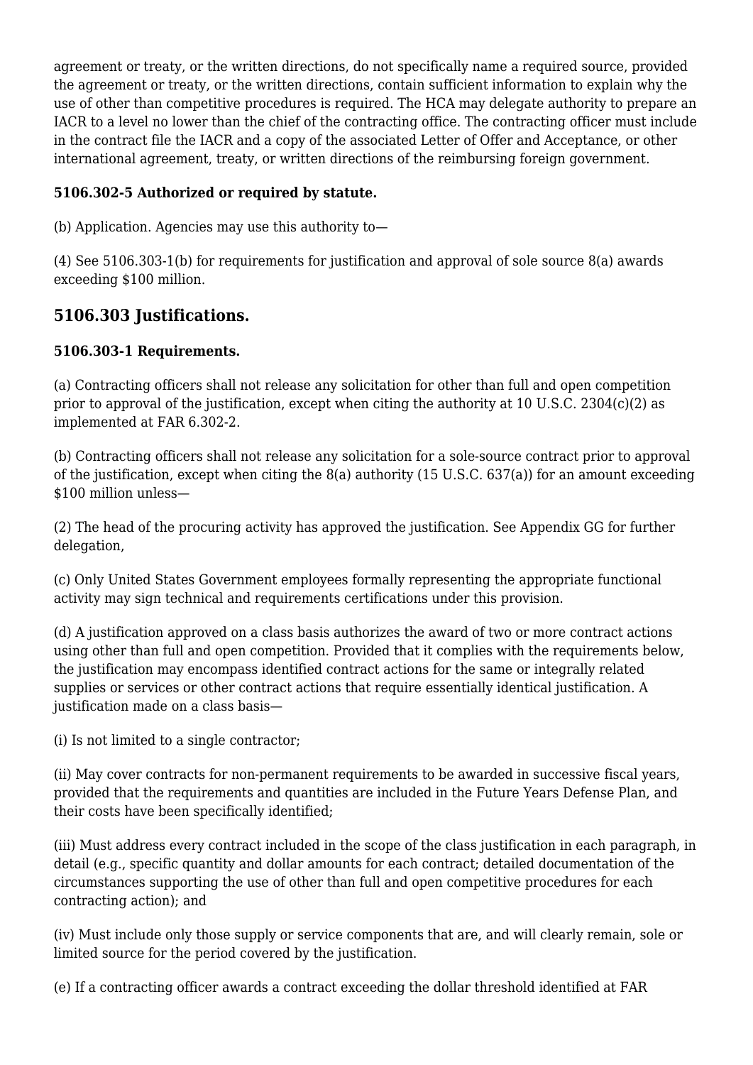agreement or treaty, or the written directions, do not specifically name a required source, provided the agreement or treaty, or the written directions, contain sufficient information to explain why the use of other than competitive procedures is required. The HCA may delegate authority to prepare an IACR to a level no lower than the chief of the contracting office. The contracting officer must include in the contract file the IACR and a copy of the associated Letter of Offer and Acceptance, or other international agreement, treaty, or written directions of the reimbursing foreign government.

### 5106.302-5 Authorized or required by statute.

(b) Application. Agencies may use this authority to—

(4) See 5106.303-1(b) for requirements for justification and approval of sole source 8(a) awards exceeding $100 million.

## 5106.303 Justifications.

### 5106.303-1 Requirements.

(a) Contracting officers shall not release any solicitation for other than full and open competition prior to approval of the justification, except when citing the authority at 10 U.S.C. 2304(c)(2) as implemented at FAR 6.302-2.

(b) Contracting officers shall not release any solicitation for a sole-source contract prior to approval of the justification, except when citing the 8(a) authority (15 U.S.C. 637(a)) for an amount exceeding $100 million unless—

(2) The head of the procuring activity has approved the justification. See Appendix GG for further delegation,

(c) Only United States Government employees formally representing the appropriate functional activity may sign technical and requirements certifications under this provision.

(d) A justification approved on a class basis authorizes the award of two or more contract actions using other than full and open competition. Provided that it complies with the requirements below, the justification may encompass identified contract actions for the same or integrally related supplies or services or other contract actions that require essentially identical justification. A justification made on a class basis—

(i) Is not limited to a single contractor;

(ii) May cover contracts for non-permanent requirements to be awarded in successive fiscal years, provided that the requirements and quantities are included in the Future Years Defense Plan, and their costs have been specifically identified;

(iii) Must address every contract included in the scope of the class justification in each paragraph, in detail (e.g., specific quantity and dollar amounts for each contract; detailed documentation of the circumstances supporting the use of other than full and open competitive procedures for each contracting action); and

(iv) Must include only those supply or service components that are, and will clearly remain, sole or limited source for the period covered by the justification.

(e) If a contracting officer awards a contract exceeding the dollar threshold identified at FAR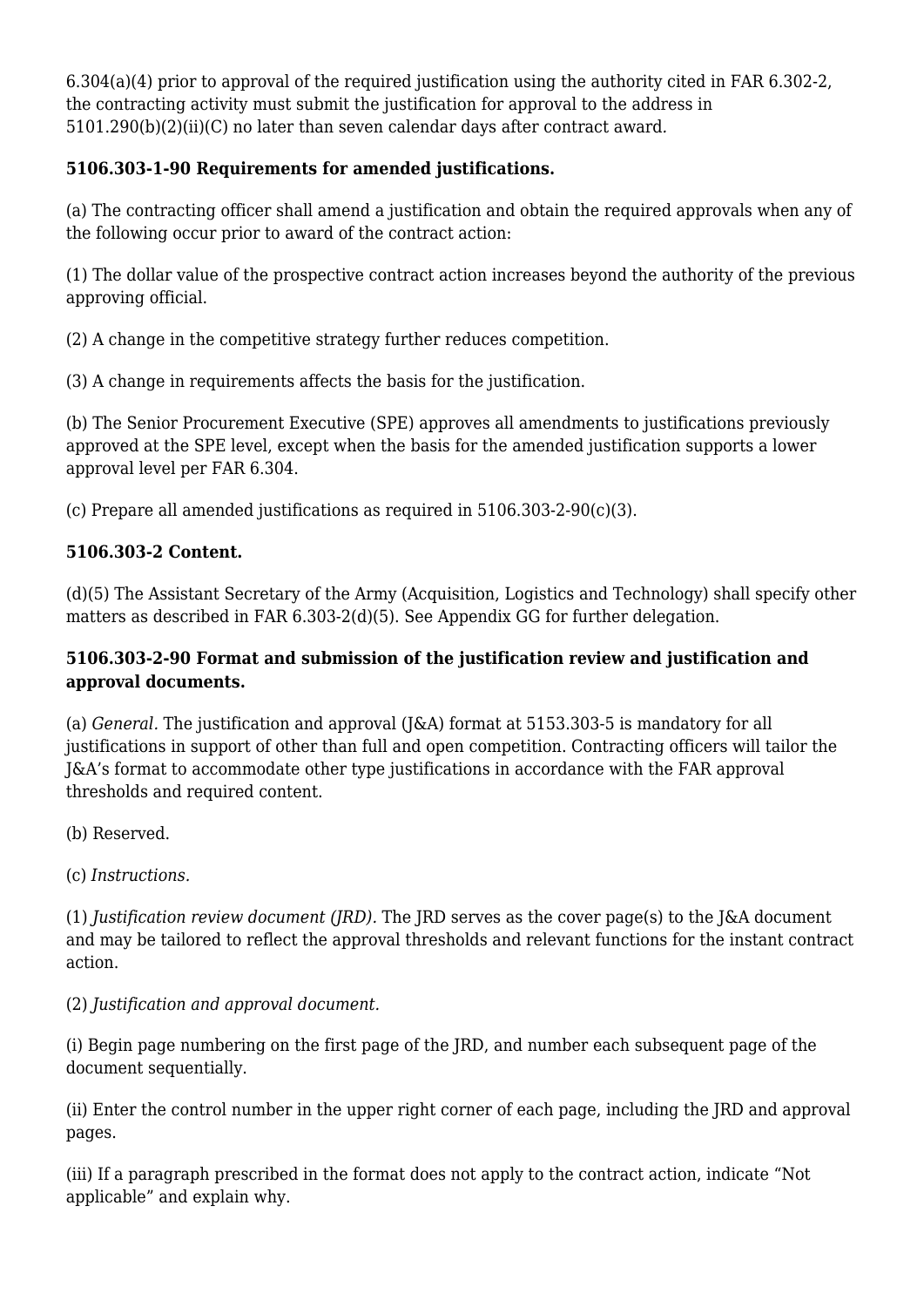6.304(a)(4) prior to approval of the required justification using the authority cited in FAR 6.302-2, the contracting activity must submit the justification for approval to the address in 5101.290(b)(2)(ii)(C) no later than seven calendar days after contract award.

**5106.303-1-90 Requirements for amended justifications.**

(a) The contracting officer shall amend a justification and obtain the required approvals when any of the following occur prior to award of the contract action:

(1) The dollar value of the prospective contract action increases beyond the authority of the previous approving official.

(2) A change in the competitive strategy further reduces competition.

(3) A change in requirements affects the basis for the justification.

(b) The Senior Procurement Executive (SPE) approves all amendments to justifications previously approved at the SPE level, except when the basis for the amended justification supports a lower approval level per FAR 6.304.

(c) Prepare all amended justifications as required in 5106.303-2-90(c)(3).

**5106.303-2 Content.**

(d)(5) The Assistant Secretary of the Army (Acquisition, Logistics and Technology) shall specify other matters as described in FAR 6.303-2(d)(5). See Appendix GG for further delegation.

**5106.303-2-90 Format and submission of the justification review and justification and approval documents.**

(a) *General.* The justification and approval (J&A) format at 5153.303-5 is mandatory for all justifications in support of other than full and open competition. Contracting officers will tailor the J&A's format to accommodate other type justifications in accordance with the FAR approval thresholds and required content.

(b) Reserved.

(c) *Instructions.*

(1) *Justification review document (JRD).* The JRD serves as the cover page(s) to the J&A document and may be tailored to reflect the approval thresholds and relevant functions for the instant contract action.

(2) *Justification and approval document.*

(i) Begin page numbering on the first page of the JRD, and number each subsequent page of the document sequentially.

(ii) Enter the control number in the upper right corner of each page, including the JRD and approval pages.

(iii) If a paragraph prescribed in the format does not apply to the contract action, indicate "Not applicable" and explain why.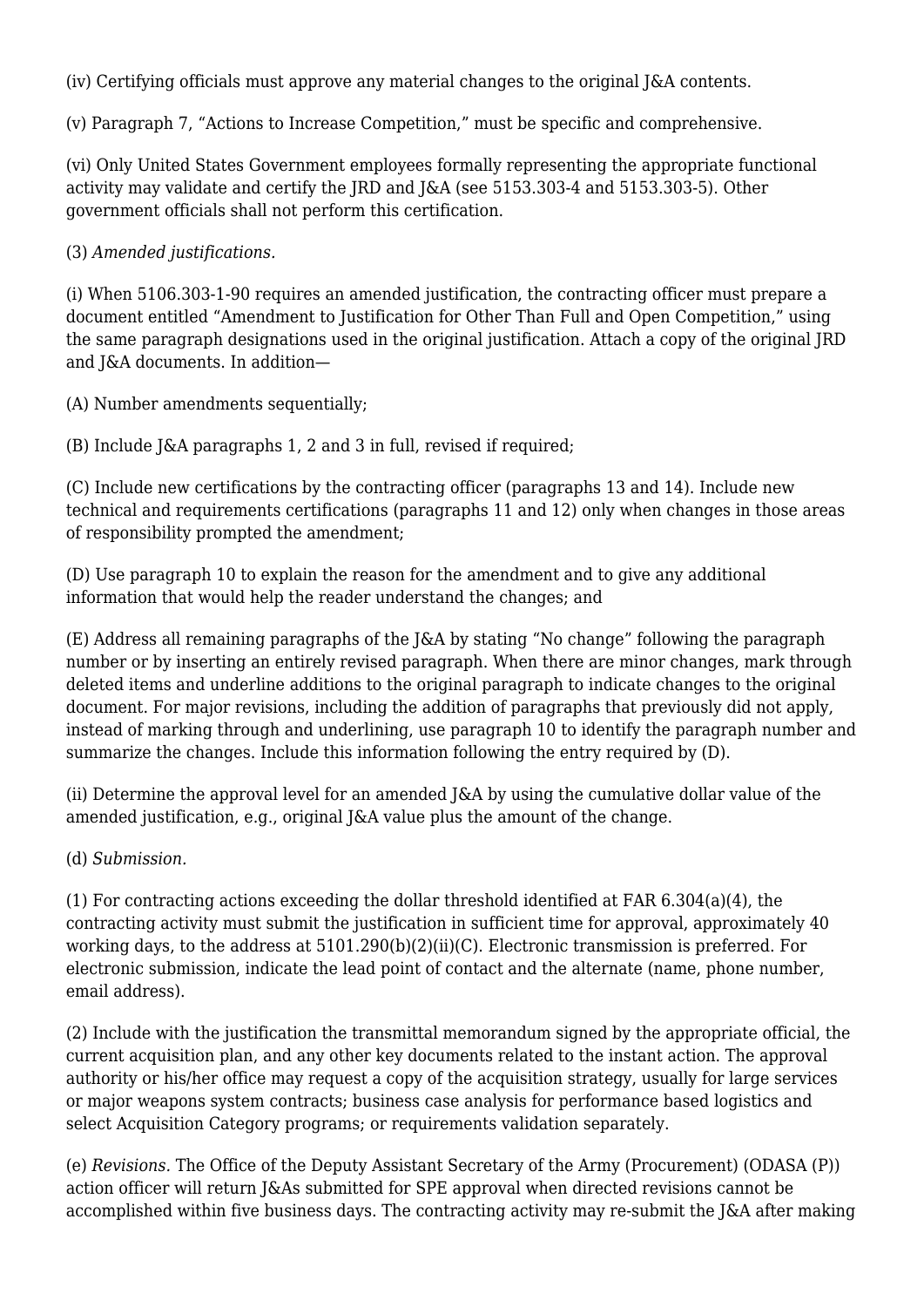(iv) Certifying officials must approve any material changes to the original J&A contents.

(v) Paragraph 7, "Actions to Increase Competition," must be specific and comprehensive.

(vi) Only United States Government employees formally representing the appropriate functional activity may validate and certify the JRD and J&A (see 5153.303-4 and 5153.303-5). Other government officials shall not perform this certification.

(3) *Amended justifications.*

(i) When 5106.303-1-90 requires an amended justification, the contracting officer must prepare a document entitled "Amendment to Justification for Other Than Full and Open Competition," using the same paragraph designations used in the original justification. Attach a copy of the original JRD and J&A documents. In addition—

(A) Number amendments sequentially;

(B) Include J&A paragraphs 1, 2 and 3 in full, revised if required;

(C) Include new certifications by the contracting officer (paragraphs 13 and 14). Include new technical and requirements certifications (paragraphs 11 and 12) only when changes in those areas of responsibility prompted the amendment;

(D) Use paragraph 10 to explain the reason for the amendment and to give any additional information that would help the reader understand the changes; and

(E) Address all remaining paragraphs of the J&A by stating "No change" following the paragraph number or by inserting an entirely revised paragraph. When there are minor changes, mark through deleted items and underline additions to the original paragraph to indicate changes to the original document. For major revisions, including the addition of paragraphs that previously did not apply, instead of marking through and underlining, use paragraph 10 to identify the paragraph number and summarize the changes. Include this information following the entry required by (D).

(ii) Determine the approval level for an amended J&A by using the cumulative dollar value of the amended justification, e.g., original J&A value plus the amount of the change.

(d) *Submission.*

(1) For contracting actions exceeding the dollar threshold identified at FAR 6.304(a)(4), the contracting activity must submit the justification in sufficient time for approval, approximately 40 working days, to the address at 5101.290(b)(2)(ii)(C). Electronic transmission is preferred. For electronic submission, indicate the lead point of contact and the alternate (name, phone number, email address).

(2) Include with the justification the transmittal memorandum signed by the appropriate official, the current acquisition plan, and any other key documents related to the instant action. The approval authority or his/her office may request a copy of the acquisition strategy, usually for large services or major weapons system contracts; business case analysis for performance based logistics and select Acquisition Category programs; or requirements validation separately.

(e) *Revisions.* The Office of the Deputy Assistant Secretary of the Army (Procurement) (ODASA (P)) action officer will return J&As submitted for SPE approval when directed revisions cannot be accomplished within five business days. The contracting activity may re-submit the J&A after making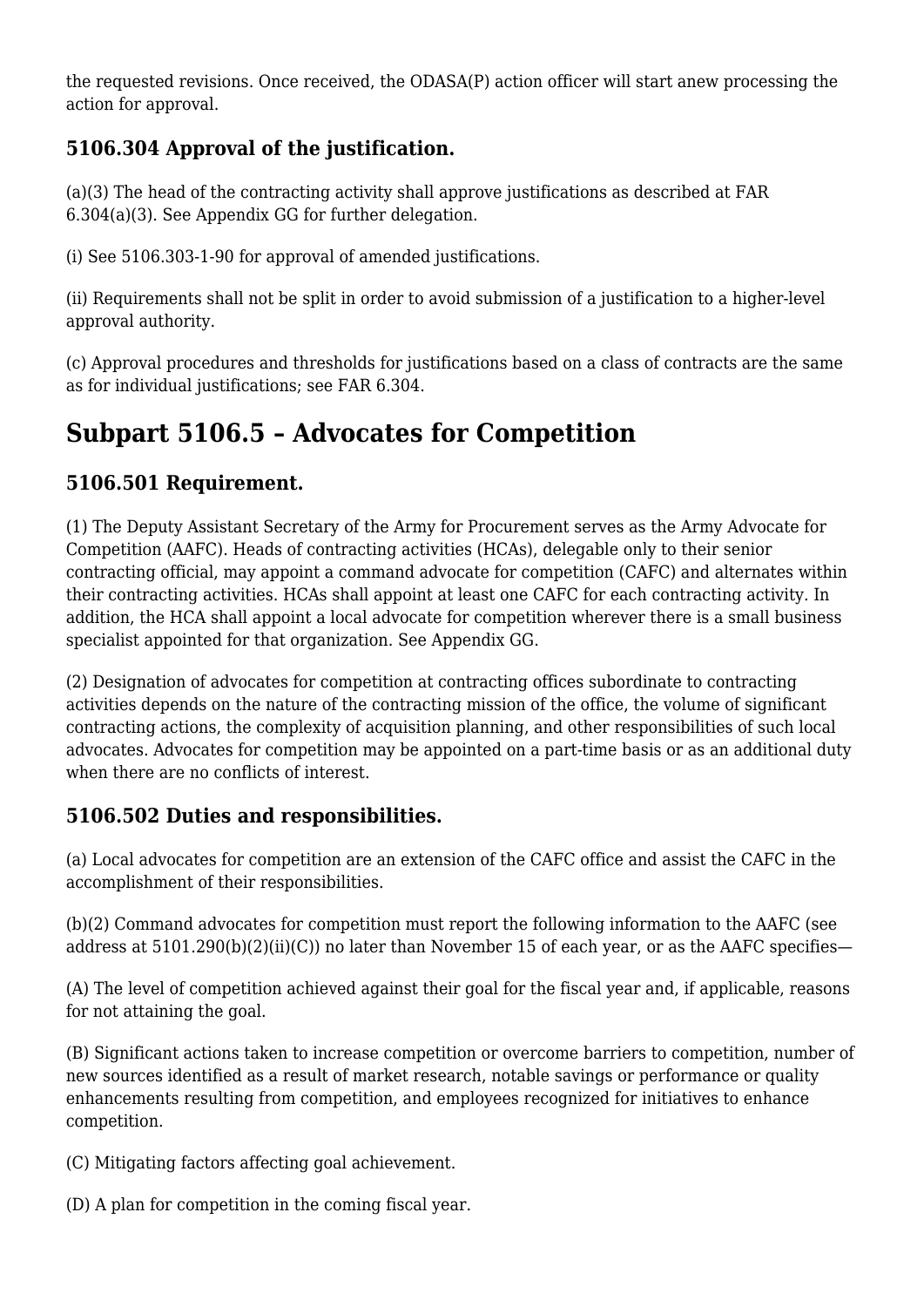the requested revisions. Once received, the ODASA(P) action officer will start anew processing the action for approval.

### 5106.304 Approval of the justification.

(a)(3) The head of the contracting activity shall approve justifications as described at FAR 6.304(a)(3). See Appendix GG for further delegation.

(i) See 5106.303-1-90 for approval of amended justifications.

(ii) Requirements shall not be split in order to avoid submission of a justification to a higher-level approval authority.

(c) Approval procedures and thresholds for justifications based on a class of contracts are the same as for individual justifications; see FAR 6.304.

## Subpart 5106.5 – Advocates for Competition

### 5106.501 Requirement.

(1) The Deputy Assistant Secretary of the Army for Procurement serves as the Army Advocate for Competition (AAFC). Heads of contracting activities (HCAs), delegable only to their senior contracting official, may appoint a command advocate for competition (CAFC) and alternates within their contracting activities. HCAs shall appoint at least one CAFC for each contracting activity. In addition, the HCA shall appoint a local advocate for competition wherever there is a small business specialist appointed for that organization. See Appendix GG.

(2) Designation of advocates for competition at contracting offices subordinate to contracting activities depends on the nature of the contracting mission of the office, the volume of significant contracting actions, the complexity of acquisition planning, and other responsibilities of such local advocates. Advocates for competition may be appointed on a part-time basis or as an additional duty when there are no conflicts of interest.

### 5106.502 Duties and responsibilities.

(a) Local advocates for competition are an extension of the CAFC office and assist the CAFC in the accomplishment of their responsibilities.

(b)(2) Command advocates for competition must report the following information to the AAFC (see address at 5101.290(b)(2)(ii)(C)) no later than November 15 of each year, or as the AAFC specifies—

(A) The level of competition achieved against their goal for the fiscal year and, if applicable, reasons for not attaining the goal.

(B) Significant actions taken to increase competition or overcome barriers to competition, number of new sources identified as a result of market research, notable savings or performance or quality enhancements resulting from competition, and employees recognized for initiatives to enhance competition.

(C) Mitigating factors affecting goal achievement.

(D) A plan for competition in the coming fiscal year.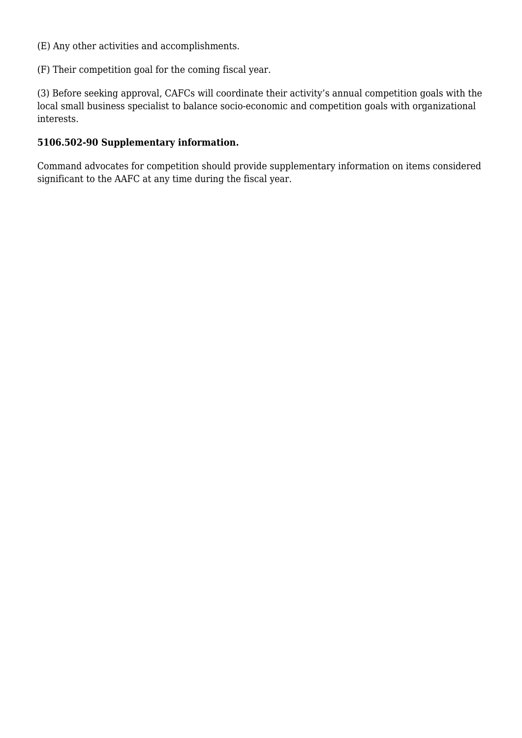(E) Any other activities and accomplishments.

(F) Their competition goal for the coming fiscal year.

(3) Before seeking approval, CAFCs will coordinate their activity's annual competition goals with the local small business specialist to balance socio-economic and competition goals with organizational interests.

**5106.502-90 Supplementary information.**

Command advocates for competition should provide supplementary information on items considered significant to the AAFC at any time during the fiscal year.